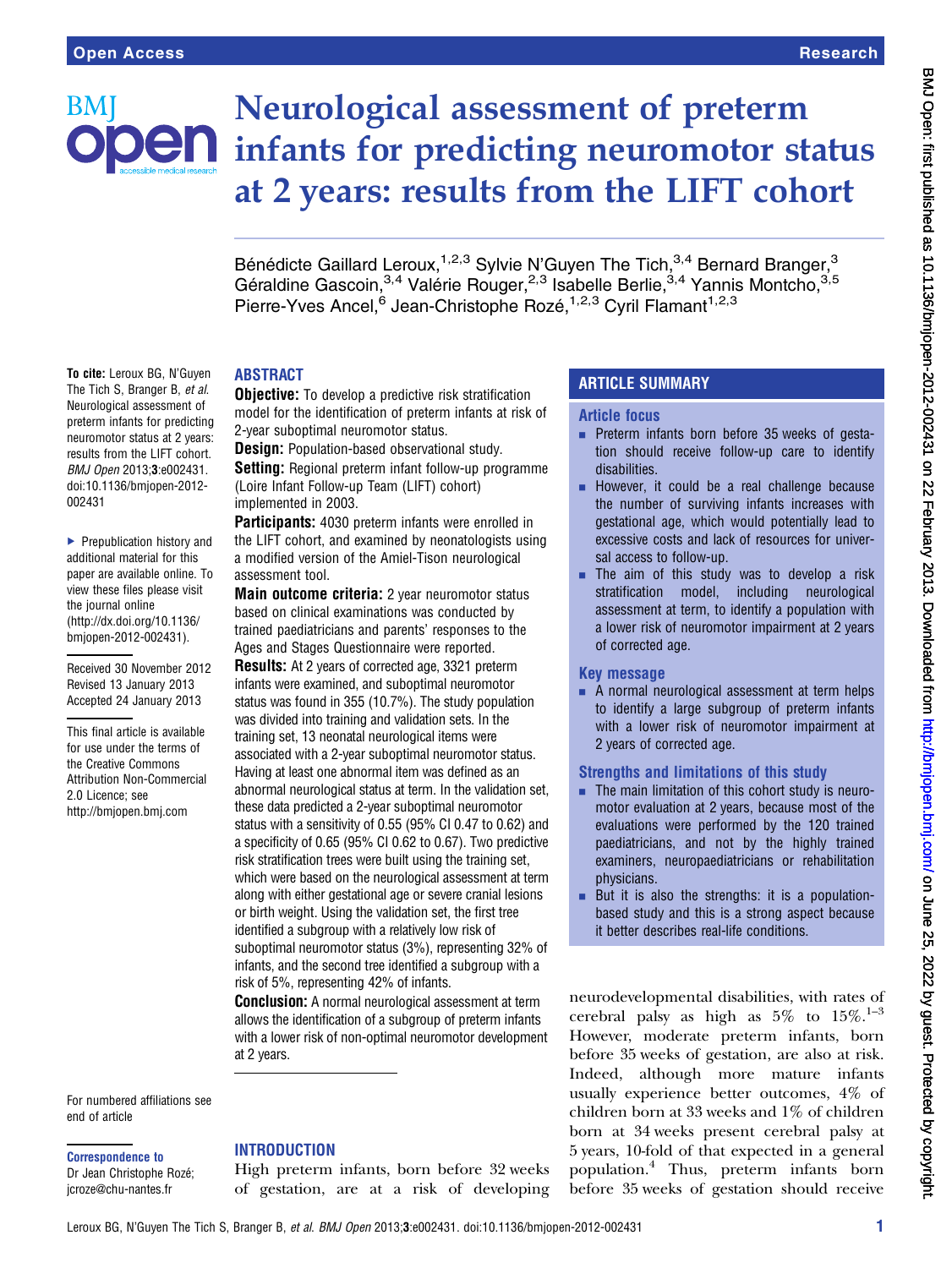# Neurological assessment of preterm infants for predicting neuromotor status at 2 years: results from the LIFT cohort

Bénédicte Gaillard Leroux,[1,2,3] Sylvie N'Guyen The Tich,[3,4] Bernard Branger,[3] Géraldine Gascoin,[3,4] Valérie Rouger,[2,3] Isabelle Berlie,[3,4] Yannis Montcho,[3,5] Pierre-Yves Ancel,[6] Jean-Christophe Rozé,[1,2,3] Cyril Flamant[1,2,3]

**To cite:** Leroux BG, N'Guyen The Tich S, Branger B, *et al*. Neurological assessment of preterm infants for predicting neuromotor status at 2 years: results from the LIFT cohort. *BMJ Open* 2013;**3**:e002431. doi:10.1136/bmjopen-2012-002431

▸ Prepublication history and additional material for this paper are available online. To view these files please visit the journal online (http://dx.doi.org/10.1136/bmjopen-2012-002431).

Received 30 November 2012
Revised 13 January 2013
Accepted 24 January 2013

This final article is available for use under the terms of the Creative Commons Attribution Non-Commercial 2.0 Licence; see http://bmjopen.bmj.com

For numbered affiliations see end of article

**Correspondence to**
Dr Jean Christophe Rozé; jcroze@chu-nantes.fr

## ABSTRACT

**Objective:** To develop a predictive risk stratification model for the identification of preterm infants at risk of 2-year suboptimal neuromotor status.

**Design:** Population-based observational study.

**Setting:** Regional preterm infant follow-up programme (Loire Infant Follow-up Team (LIFT) cohort) implemented in 2003.

**Participants:** 4030 preterm infants were enrolled in the LIFT cohort, and examined by neonatologists using a modified version of the Amiel-Tison neurological assessment tool.

**Main outcome criteria:** 2 year neuromotor status based on clinical examinations was conducted by trained paediatricians and parents' responses to the Ages and Stages Questionnaire were reported.

**Results:** At 2 years of corrected age, 3321 preterm infants were examined, and suboptimal neuromotor status was found in 355 (10.7%). The study population was divided into training and validation sets. In the training set, 13 neonatal neurological items were associated with a 2-year suboptimal neuromotor status. Having at least one abnormal item was defined as an abnormal neurological status at term. In the validation set, these data predicted a 2-year suboptimal neuromotor status with a sensitivity of 0.55 (95% CI 0.47 to 0.62) and a specificity of 0.65 (95% CI 0.62 to 0.67). Two predictive risk stratification trees were built using the training set, which were based on the neurological assessment at term along with either gestational age or severe cranial lesions or birth weight. Using the validation set, the first tree identified a subgroup with a relatively low risk of suboptimal neuromotor status (3%), representing 32% of infants, and the second tree identified a subgroup with a risk of 5%, representing 42% of infants.

**Conclusion:** A normal neurological assessment at term allows the identification of a subgroup of preterm infants with a lower risk of non-optimal neuromotor development at 2 years.

## ARTICLE SUMMARY

### Article focus

- Preterm infants born before 35 weeks of gestation should receive follow-up care to identify disabilities.
- However, it could be a real challenge because the number of surviving infants increases with gestational age, which would potentially lead to excessive costs and lack of resources for universal access to follow-up.
- The aim of this study was to develop a risk stratification model, including neurological assessment at term, to identify a population with a lower risk of neuromotor impairment at 2 years of corrected age.

### Key message

- A normal neurological assessment at term helps to identify a large subgroup of preterm infants with a lower risk of neuromotor impairment at 2 years of corrected age.

### Strengths and limitations of this study

- The main limitation of this cohort study is neuromotor evaluation at 2 years, because most of the evaluations were performed by the 120 trained paediatricians, and not by the highly trained examiners, neuropaediatricians or rehabilitation physicians.
- But it is also the strengths: it is a population-based study and this is a strong aspect because it better describes real-life conditions.

## INTRODUCTION

High preterm infants, born before 32 weeks of gestation, are at a risk of developing neurodevelopmental disabilities, with rates of cerebral palsy as high as 5% to 15%.[1–3] However, moderate preterm infants, born before 35 weeks of gestation, are also at risk. Indeed, although more mature infants usually experience better outcomes, 4% of children born at 33 weeks and 1% of children born at 34 weeks present cerebral palsy at 5 years, 10-fold of that expected in a general population.[4] Thus, preterm infants born before 35 weeks of gestation should receive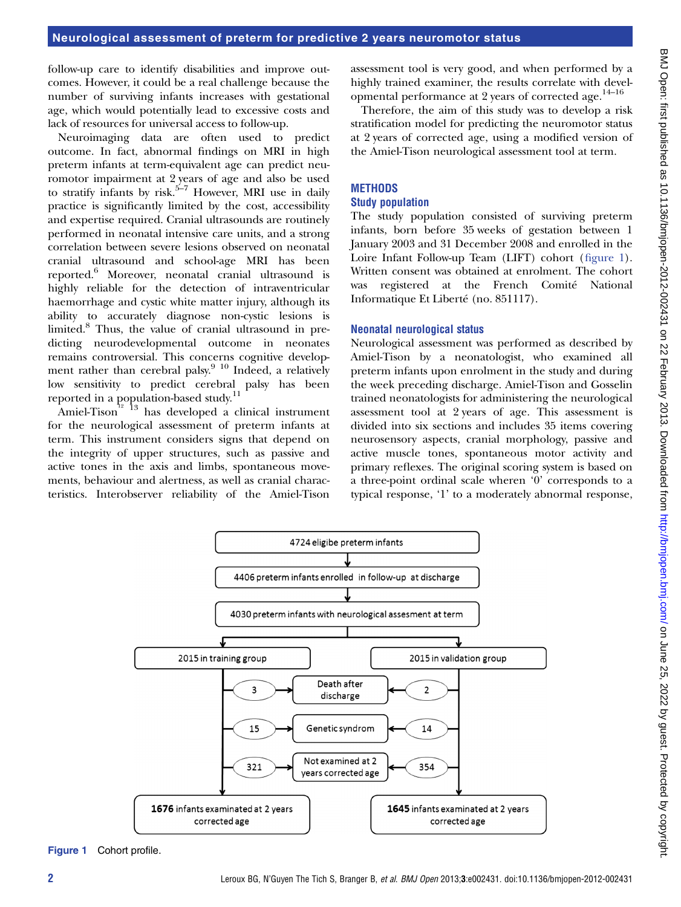follow-up care to identify disabilities and improve outcomes. However, it could be a real challenge because the number of surviving infants increases with gestational age, which would potentially lead to excessive costs and lack of resources for universal access to follow-up.

Neuroimaging data are often used to predict outcome. In fact, abnormal findings on MRI in high preterm infants at term-equivalent age can predict neuromotor impairment at 2 years of age and also be used to stratify infants by risk.[5–7] However, MRI use in daily practice is significantly limited by the cost, accessibility and expertise required. Cranial ultrasounds are routinely performed in neonatal intensive care units, and a strong correlation between severe lesions observed on neonatal cranial ultrasound and school-age MRI has been reported.[6] Moreover, neonatal cranial ultrasound is highly reliable for the detection of intraventricular haemorrhage and cystic white matter injury, although its ability to accurately diagnose non-cystic lesions is limited.[8] Thus, the value of cranial ultrasound in predicting neurodevelopmental outcome in neonates remains controversial. This concerns cognitive development rather than cerebral palsy.[9 10] Indeed, a relatively low sensitivity to predict cerebral palsy has been reported in a population-based study.[11]

Amiel-Tison[12 13] has developed a clinical instrument for the neurological assessment of preterm infants at term. This instrument considers signs that depend on the integrity of upper structures, such as passive and active tones in the axis and limbs, spontaneous movements, behaviour and alertness, as well as cranial characteristics. Interobserver reliability of the Amiel-Tison assessment tool is very good, and when performed by a highly trained examiner, the results correlate with developmental performance at 2 years of corrected age.[14–16]

Therefore, the aim of this study was to develop a risk stratification model for predicting the neuromotor status at 2 years of corrected age, using a modified version of the Amiel-Tison neurological assessment tool at term.

## METHODS

### Study population

The study population consisted of surviving preterm infants, born before 35 weeks of gestation between 1 January 2003 and 31 December 2008 and enrolled in the Loire Infant Follow-up Team (LIFT) cohort (figure 1). Written consent was obtained at enrolment. The cohort was registered at the French Comité National Informatique Et Liberté (no. 851117).

### Neonatal neurological status

Neurological assessment was performed as described by Amiel-Tison by a neonatologist, who examined all preterm infants upon enrolment in the study and during the week preceding discharge. Amiel-Tison and Gosselin trained neonatologists for administering the neurological assessment tool at 2 years of age. This assessment is divided into six sections and includes 35 items covering neurosensory aspects, cranial morphology, passive and active muscle tones, spontaneous motor activity and primary reflexes. The original scoring system is based on a three-point ordinal scale wherein '0' corresponds to a typical response, '1' to a moderately abnormal response,

4724 eligibe preterm infants → 4406 preterm infants enrolled in follow-up at discharge → 4030 preterm infants with neurological assesment at term → 2015 in training group / 2015 in validation group

Training group: Death after discharge 3; Genetic syndrom 15; Not examined at 2 years corrected age 321 → 1676 infants examined at 2 years corrected age

Validation group: Death after discharge 2; Genetic syndrom 14; Not examined at 2 years corrected age 354 → 1645 infants examined at 2 years corrected age

Figure 1 Cohort profile.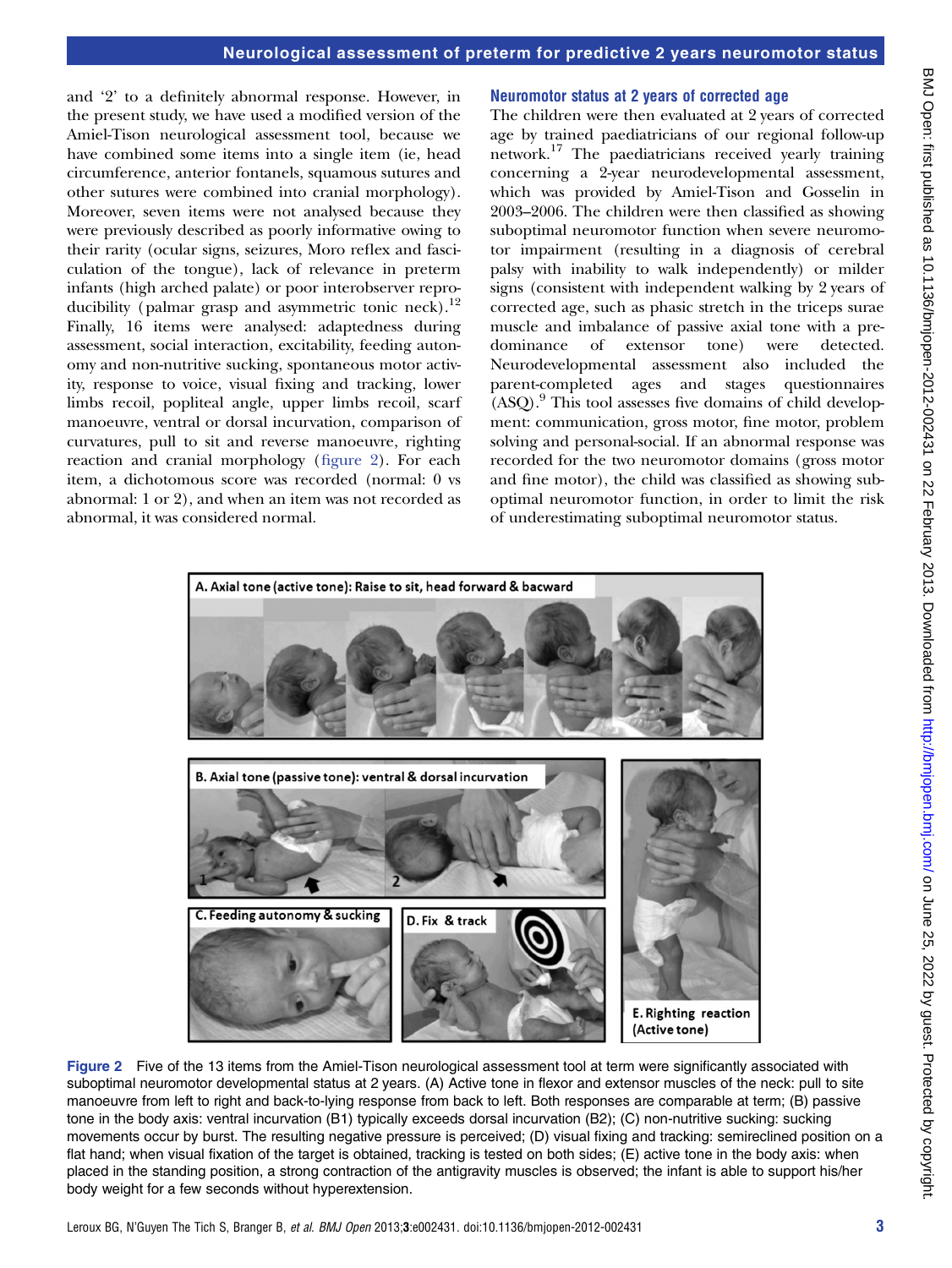and '2' to a definitely abnormal response. However, in the present study, we have used a modified version of the Amiel-Tison neurological assessment tool, because we have combined some items into a single item (ie, head circumference, anterior fontanels, squamous sutures and other sutures were combined into cranial morphology). Moreover, seven items were not analysed because they were previously described as poorly informative owing to their rarity (ocular signs, seizures, Moro reflex and fasciculation of the tongue), lack of relevance in preterm infants (high arched palate) or poor interobserver reproducibility (palmar grasp and asymmetric tonic neck).[12] Finally, 16 items were analysed: adaptedness during assessment, social interaction, excitability, feeding autonomy and non-nutritive sucking, spontaneous motor activity, response to voice, visual fixing and tracking, lower limbs recoil, popliteal angle, upper limbs recoil, scarf manoeuvre, ventral or dorsal incurvation, comparison of curvatures, pull to sit and reverse manoeuvre, righting reaction and cranial morphology (figure 2). For each item, a dichotomous score was recorded (normal: 0 vs abnormal: 1 or 2), and when an item was not recorded as abnormal, it was considered normal.

### Neuromotor status at 2 years of corrected age

The children were then evaluated at 2 years of corrected age by trained paediatricians of our regional follow-up network.[17] The paediatricians received yearly training concerning a 2-year neurodevelopmental assessment, which was provided by Amiel-Tison and Gosselin in 2003–2006. The children were then classified as showing suboptimal neuromotor function when severe neuromotor impairment (resulting in a diagnosis of cerebral palsy with inability to walk independently) or milder signs (consistent with independent walking by 2 years of corrected age, such as phasic stretch in the triceps surae muscle and imbalance of passive axial tone with a predominance of extensor tone) were detected. Neurodevelopmental assessment also included the parent-completed ages and stages questionnaires (ASQ).[9] This tool assesses five domains of child development: communication, gross motor, fine motor, problem solving and personal-social. If an abnormal response was recorded for the two neuromotor domains (gross motor and fine motor), the child was classified as showing suboptimal neuromotor function, in order to limit the risk of underestimating suboptimal neuromotor status.

Figure 2 Five of the 13 items from the Amiel-Tison neurological assessment tool at term were significantly associated with suboptimal neuromotor developmental status at 2 years. (A) Active tone in flexor and extensor muscles of the neck: pull to site manoeuvre from left to right and back-to-lying response from back to left. Both responses are comparable at term; (B) passive tone in the body axis: ventral incurvation (B1) typically exceeds dorsal incurvation (B2); (C) non-nutritive sucking: sucking movements occur by burst. The resulting negative pressure is perceived; (D) visual fixing and tracking: semireclined position on a flat hand; when visual fixation of the target is obtained, tracking is tested on both sides; (E) active tone in the body axis: when placed in the standing position, a strong contraction of the antigravity muscles is observed; the infant is able to support his/her body weight for a few seconds without hyperextension.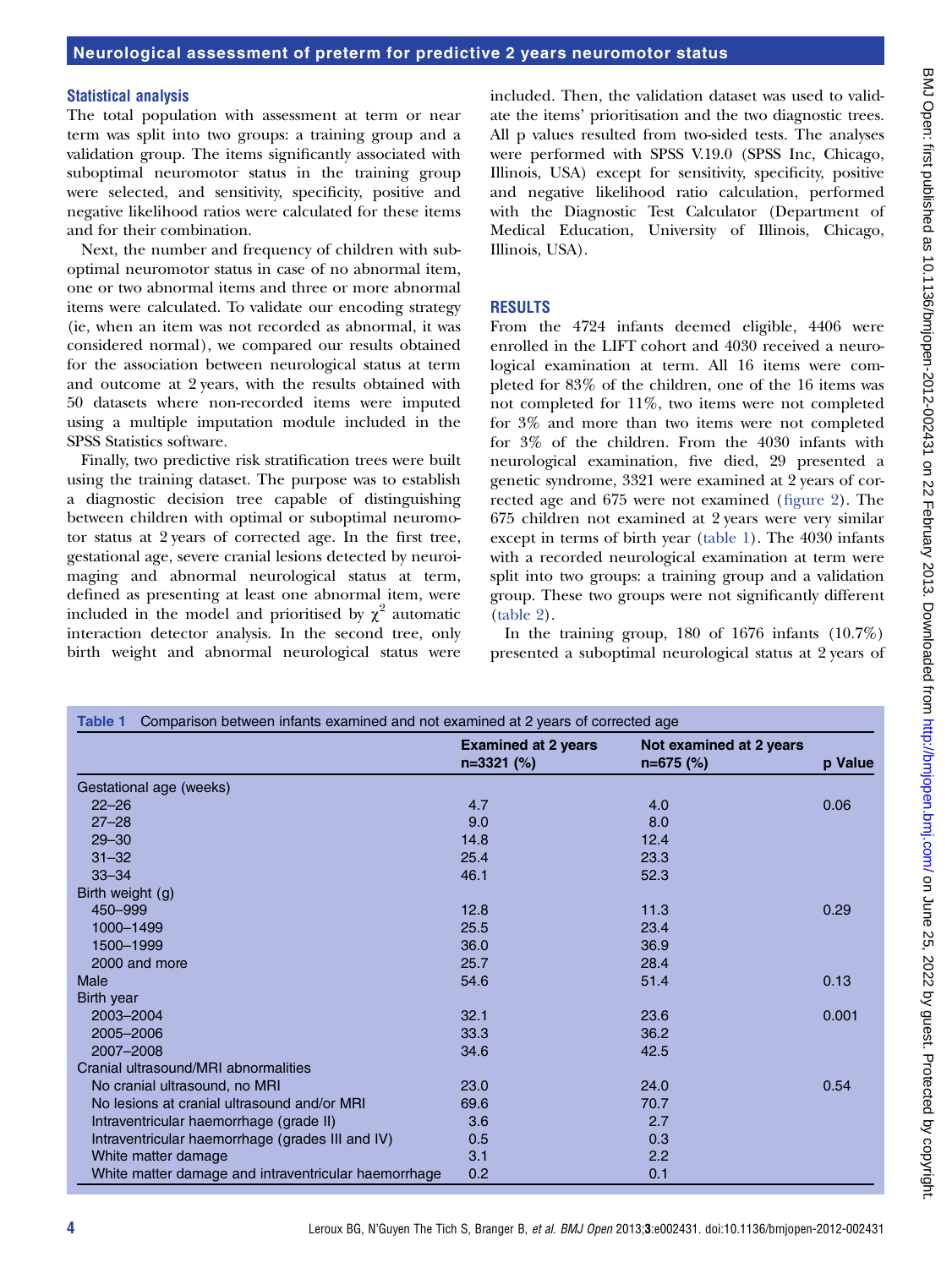## Statistical analysis

The total population with assessment at term or near term was split into two groups: a training group and a validation group. The items significantly associated with suboptimal neuromotor status in the training group were selected, and sensitivity, specificity, positive and negative likelihood ratios were calculated for these items and for their combination.

Next, the number and frequency of children with suboptimal neuromotor status in case of no abnormal item, one or two abnormal items and three or more abnormal items were calculated. To validate our encoding strategy (ie, when an item was not recorded as abnormal, it was considered normal), we compared our results obtained for the association between neurological status at term and outcome at 2 years, with the results obtained with 50 datasets where non-recorded items were imputed using a multiple imputation module included in the SPSS Statistics software.

Finally, two predictive risk stratification trees were built using the training dataset. The purpose was to establish a diagnostic decision tree capable of distinguishing between children with optimal or suboptimal neuromotor status at 2 years of corrected age. In the first tree, gestational age, severe cranial lesions detected by neuroimaging and abnormal neurological status at term, defined as presenting at least one abnormal item, were included in the model and prioritised by $\chi^2$ automatic interaction detector analysis. In the second tree, only birth weight and abnormal neurological status were included. Then, the validation dataset was used to validate the items' prioritisation and the two diagnostic trees. All p values resulted from two-sided tests. The analyses were performed with SPSS V.19.0 (SPSS Inc, Chicago, Illinois, USA) except for sensitivity, specificity, positive and negative likelihood ratio calculation, performed with the Diagnostic Test Calculator (Department of Medical Education, University of Illinois, Chicago, Illinois, USA).

## RESULTS

From the 4724 infants deemed eligible, 4406 were enrolled in the LIFT cohort and 4030 received a neurological examination at term. All 16 items were completed for 83% of the children, one of the 16 items was not completed for 11%, two items were not completed for 3% and more than two items were not completed for 3% of the children. From the 4030 infants with neurological examination, five died, 29 presented a genetic syndrome, 3321 were examined at 2 years of corrected age and 675 were not examined (figure 2). The 675 children not examined at 2 years were very similar except in terms of birth year (table 1). The 4030 infants with a recorded neurological examination at term were split into two groups: a training group and a validation group. These two groups were not significantly different (table 2).

In the training group, 180 of 1676 infants (10.7%) presented a suboptimal neurological status at 2 years of

**Table 1** Comparison between infants examined and not examined at 2 years of corrected age

| | Examined at 2 years n=3321 (%) | Not examined at 2 years n=675 (%) | p Value |
|---|---|---|---|
| Gestational age (weeks) | | | |
| 22–26 | 4.7 | 4.0 | 0.06 |
| 27–28 | 9.0 | 8.0 | |
| 29–30 | 14.8 | 12.4 | |
| 31–32 | 25.4 | 23.3 | |
| 33–34 | 46.1 | 52.3 | |
| Birth weight (g) | | | |
| 450–999 | 12.8 | 11.3 | 0.29 |
| 1000–1499 | 25.5 | 23.4 | |
| 1500–1999 | 36.0 | 36.9 | |
| 2000 and more | 25.7 | 28.4 | |
| Male | 54.6 | 51.4 | 0.13 |
| Birth year | | | |
| 2003–2004 | 32.1 | 23.6 | 0.001 |
| 2005–2006 | 33.3 | 36.2 | |
| 2007–2008 | 34.6 | 42.5 | |
| Cranial ultrasound/MRI abnormalities | | | |
| No cranial ultrasound, no MRI | 23.0 | 24.0 | 0.54 |
| No lesions at cranial ultrasound and/or MRI | 69.6 | 70.7 | |
| Intraventricular haemorrhage (grade II) | 3.6 | 2.7 | |
| Intraventricular haemorrhage (grades III and IV) | 0.5 | 0.3 | |
| White matter damage | 3.1 | 2.2 | |
| White matter damage and intraventricular haemorrhage | 0.2 | 0.1 | |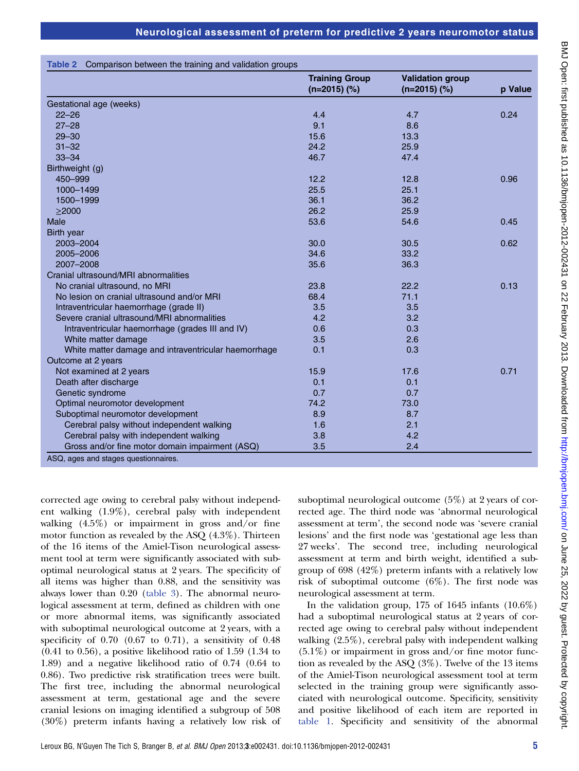Table 2 Comparison between the training and validation groups

| | Training Group (n=2015) (%) | Validation group (n=2015) (%) | p Value |
|---|---|---|---|
| Gestational age (weeks) | | | |
| 22–26 | 4.4 | 4.7 | 0.24 |
| 27–28 | 9.1 | 8.6 | |
| 29–30 | 15.6 | 13.3 | |
| 31–32 | 24.2 | 25.9 | |
| 33–34 | 46.7 | 47.4 | |
| Birthweight (g) | | | |
| 450–999 | 12.2 | 12.8 | 0.96 |
| 1000–1499 | 25.5 | 25.1 | |
| 1500–1999 | 36.1 | 36.2 | |
| ≥2000 | 26.2 | 25.9 | |
| Male | 53.6 | 54.6 | 0.45 |
| Birth year | | | |
| 2003–2004 | 30.0 | 30.5 | 0.62 |
| 2005–2006 | 34.6 | 33.2 | |
| 2007–2008 | 35.6 | 36.3 | |
| Cranial ultrasound/MRI abnormalities | | | |
| No cranial ultrasound, no MRI | 23.8 | 22.2 | 0.13 |
| No lesion on cranial ultrasound and/or MRI | 68.4 | 71.1 | |
| Intraventricular haemorrhage (grade II) | 3.5 | 3.5 | |
| Severe cranial ultrasound/MRI abnormalities | 4.2 | 3.2 | |
| Intraventricular haemorrhage (grades III and IV) | 0.6 | 0.3 | |
| White matter damage | 3.5 | 2.6 | |
| White matter damage and intraventricular haemorrhage | 0.1 | 0.3 | |
| Outcome at 2 years | | | |
| Not examined at 2 years | 15.9 | 17.6 | 0.71 |
| Death after discharge | 0.1 | 0.1 | |
| Genetic syndrome | 0.7 | 0.7 | |
| Optimal neuromotor development | 74.2 | 73.0 | |
| Suboptimal neuromotor development | 8.9 | 8.7 | |
| Cerebral palsy without independent walking | 1.6 | 2.1 | |
| Cerebral palsy with independent walking | 3.8 | 4.2 | |
| Gross and/or fine motor domain impairment (ASQ) | 3.5 | 2.4 | |

ASQ, ages and stages questionnaires.

corrected age owing to cerebral palsy without independent walking (1.9%), cerebral palsy with independent walking (4.5%) or impairment in gross and/or fine motor function as revealed by the ASQ (4.3%). Thirteen of the 16 items of the Amiel-Tison neurological assessment tool at term were significantly associated with suboptimal neurological status at 2 years. The specificity of all items was higher than 0.88, and the sensitivity was always lower than 0.20 (table 3). The abnormal neurological assessment at term, defined as children with one or more abnormal items, was significantly associated with suboptimal neurological outcome at 2 years, with a specificity of 0.70 (0.67 to 0.71), a sensitivity of 0.48 (0.41 to 0.56), a positive likelihood ratio of 1.59 (1.34 to 1.89) and a negative likelihood ratio of 0.74 (0.64 to 0.86). Two predictive risk stratification trees were built. The first tree, including the abnormal neurological assessment at term, gestational age and the severe cranial lesions on imaging identified a subgroup of 508 (30%) preterm infants having a relatively low risk of suboptimal neurological outcome (5%) at 2 years of corrected age. The third node was 'abnormal neurological assessment at term', the second node was 'severe cranial lesions' and the first node was 'gestational age less than 27 weeks'. The second tree, including neurological assessment at term and birth weight, identified a subgroup of 698 (42%) preterm infants with a relatively low risk of suboptimal outcome (6%). The first node was neurological assessment at term.

In the validation group, 175 of 1645 infants (10.6%) had a suboptimal neurological status at 2 years of corrected age owing to cerebral palsy without independent walking (2.5%), cerebral palsy with independent walking (5.1%) or impairment in gross and/or fine motor function as revealed by the ASQ (3%). Twelve of the 13 items of the Amiel-Tison neurological assessment tool at term selected in the training group were significantly associated with neurological outcome. Specificity, sensitivity and positive likelihood of each item are reported in table 1. Specificity and sensitivity of the abnormal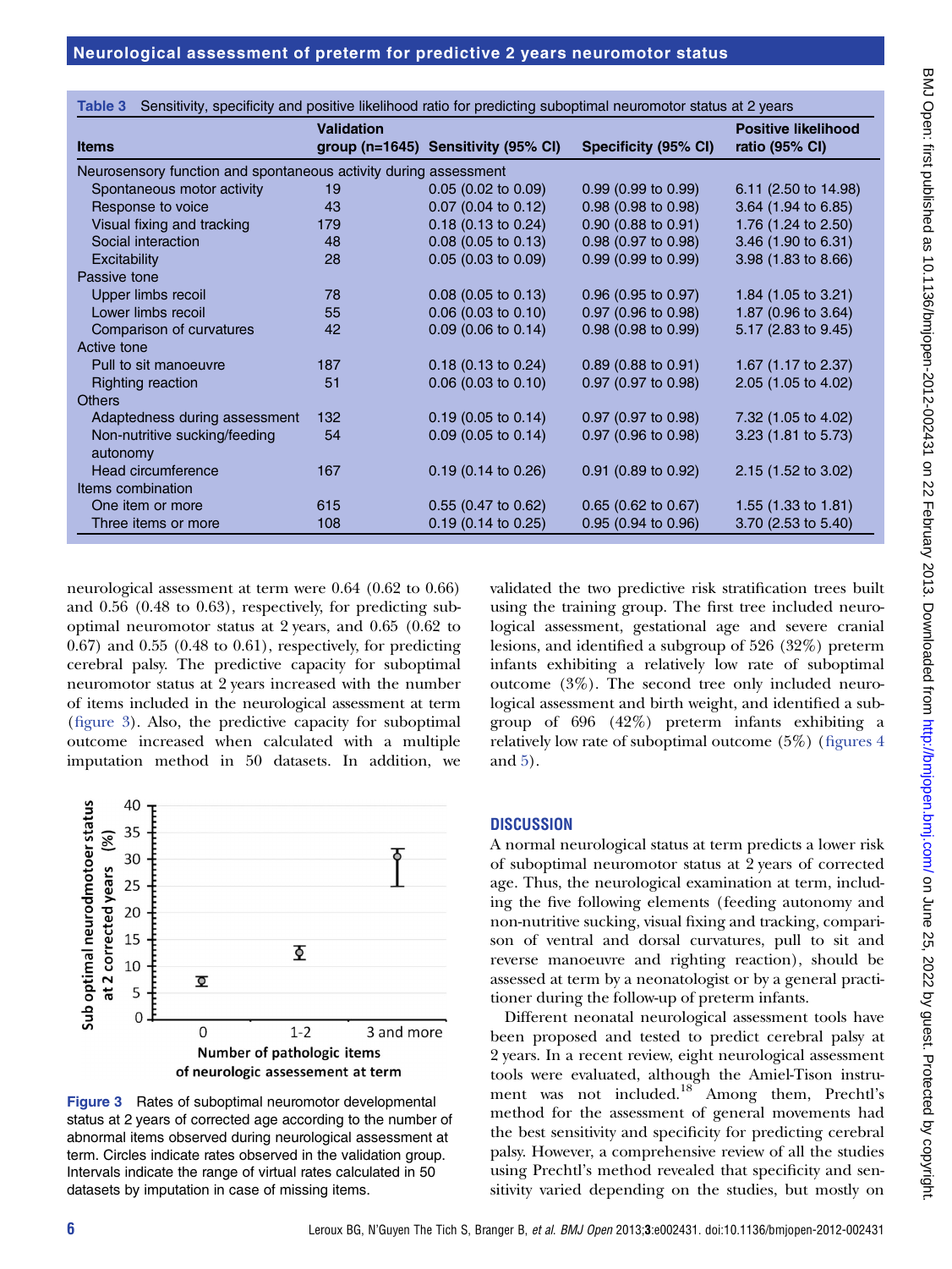**Table 3** Sensitivity, specificity and positive likelihood ratio for predicting suboptimal neuromotor status at 2 years

| Items | Validation group (n=1645) | Sensitivity (95% CI) | Specificity (95% CI) | Positive likelihood ratio (95% CI) |
|---|---|---|---|---|
| Neurosensory function and spontaneous activity during assessment | | | | |
| Spontaneous motor activity | 19 | 0.05 (0.02 to 0.09) | 0.99 (0.99 to 0.99) | 6.11 (2.50 to 14.98) |
| Response to voice | 43 | 0.07 (0.04 to 0.12) | 0.98 (0.98 to 0.98) | 3.64 (1.94 to 6.85) |
| Visual fixing and tracking | 179 | 0.18 (0.13 to 0.24) | 0.90 (0.88 to 0.91) | 1.76 (1.24 to 2.50) |
| Social interaction | 48 | 0.08 (0.05 to 0.13) | 0.98 (0.97 to 0.98) | 3.46 (1.90 to 6.31) |
| Excitability | 28 | 0.05 (0.03 to 0.09) | 0.99 (0.99 to 0.99) | 3.98 (1.83 to 8.66) |
| Passive tone | | | | |
| Upper limbs recoil | 78 | 0.08 (0.05 to 0.13) | 0.96 (0.95 to 0.97) | 1.84 (1.05 to 3.21) |
| Lower limbs recoil | 55 | 0.06 (0.03 to 0.10) | 0.97 (0.96 to 0.98) | 1.87 (0.96 to 3.64) |
| Comparison of curvatures | 42 | 0.09 (0.06 to 0.14) | 0.98 (0.98 to 0.99) | 5.17 (2.83 to 9.45) |
| Active tone | | | | |
| Pull to sit manoeuvre | 187 | 0.18 (0.13 to 0.24) | 0.89 (0.88 to 0.91) | 1.67 (1.17 to 2.37) |
| Righting reaction | 51 | 0.06 (0.03 to 0.10) | 0.97 (0.97 to 0.98) | 2.05 (1.05 to 4.02) |
| Others | | | | |
| Adaptedness during assessment | 132 | 0.19 (0.05 to 0.14) | 0.97 (0.97 to 0.98) | 7.32 (1.05 to 4.02) |
| Non-nutritive sucking/feeding autonomy | 54 | 0.09 (0.05 to 0.14) | 0.97 (0.96 to 0.98) | 3.23 (1.81 to 5.73) |
| Head circumference | 167 | 0.19 (0.14 to 0.26) | 0.91 (0.89 to 0.92) | 2.15 (1.52 to 3.02) |
| Items combination | | | | |
| One item or more | 615 | 0.55 (0.47 to 0.62) | 0.65 (0.62 to 0.67) | 1.55 (1.33 to 1.81) |
| Three items or more | 108 | 0.19 (0.14 to 0.25) | 0.95 (0.94 to 0.96) | 3.70 (2.53 to 5.40) |

neurological assessment at term were 0.64 (0.62 to 0.66) and 0.56 (0.48 to 0.63), respectively, for predicting suboptimal neuromotor status at 2 years, and 0.65 (0.62 to 0.67) and 0.55 (0.48 to 0.61), respectively, for predicting cerebral palsy. The predictive capacity for suboptimal neuromotor status at 2 years increased with the number of items included in the neurological assessment at term (figure 3). Also, the predictive capacity for suboptimal outcome increased when calculated with a multiple imputation method in 50 datasets. In addition, we validated the two predictive risk stratification trees built using the training group. The first tree included neurological assessment, gestational age and severe cranial lesions, and identified a subgroup of 526 (32%) preterm infants exhibiting a relatively low rate of suboptimal outcome (3%). The second tree only included neurological assessment and birth weight, and identified a subgroup of 696 (42%) preterm infants exhibiting a relatively low rate of suboptimal outcome (5%) (figures 4 and 5).

**Figure 3** Rates of suboptimal neuromotor developmental status at 2 years of corrected age according to the number of abnormal items observed during neurological assessment at term. Circles indicate rates observed in the validation group. Intervals indicate the range of virtual rates calculated in 50 datasets by imputation in case of missing items.

## DISCUSSION

A normal neurological status at term predicts a lower risk of suboptimal neuromotor status at 2 years of corrected age. Thus, the neurological examination at term, including the five following elements (feeding autonomy and non-nutritive sucking, visual fixing and tracking, comparison of ventral and dorsal curvatures, pull to sit and reverse manoeuvre and righting reaction), should be assessed at term by a neonatologist or by a general practitioner during the follow-up of preterm infants.

Different neonatal neurological assessment tools have been proposed and tested to predict cerebral palsy at 2 years. In a recent review, eight neurological assessment tools were evaluated, although the Amiel-Tison instrument was not included.[18] Among them, Prechtl's method for the assessment of general movements had the best sensitivity and specificity for predicting cerebral palsy. However, a comprehensive review of all the studies using Prechtl's method revealed that specificity and sensitivity varied depending on the studies, but mostly on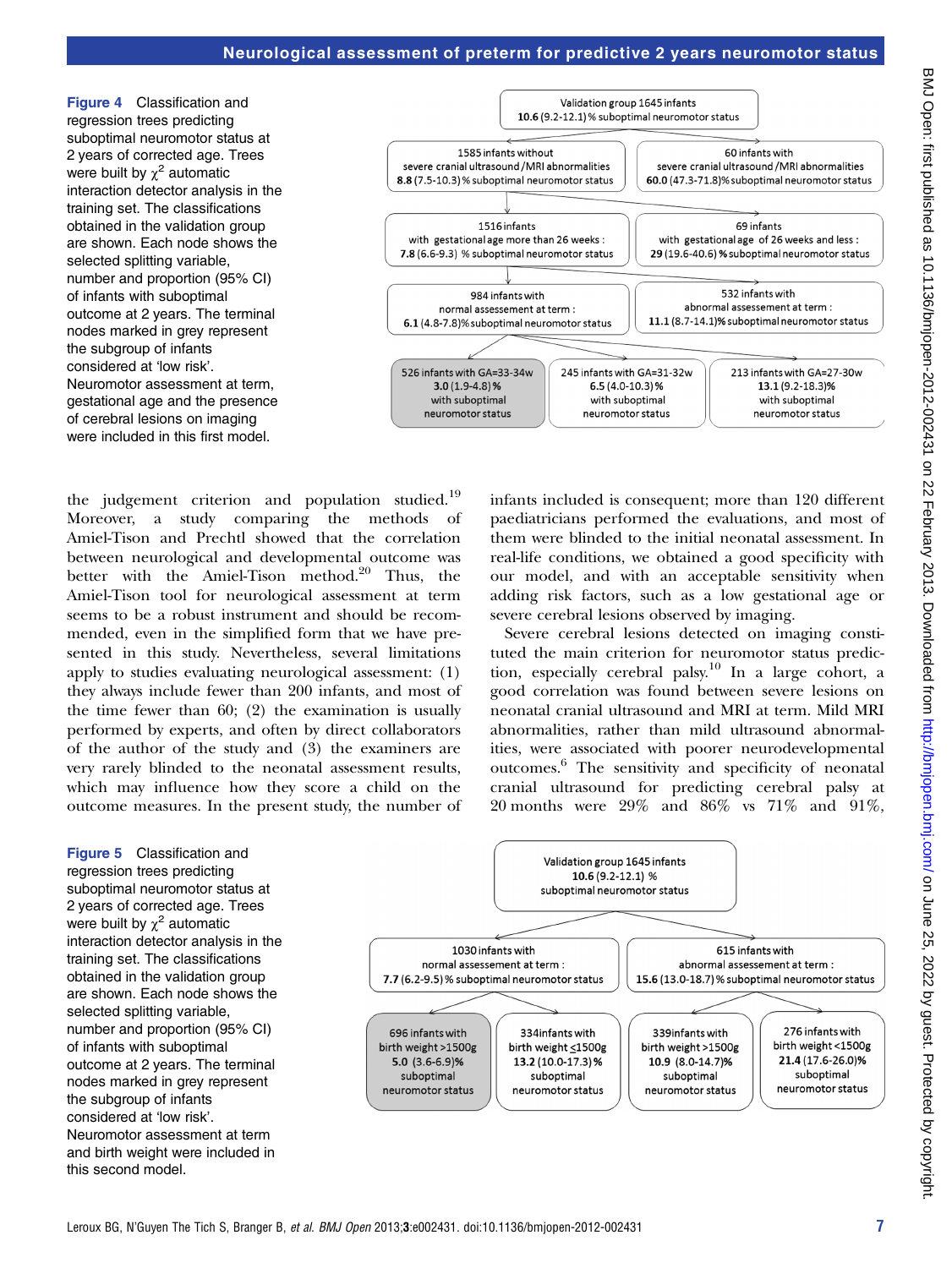**Figure 4** Classification and regression trees predicting suboptimal neuromotor status at 2 years of corrected age. Trees were built by $\chi^2$ automatic interaction detector analysis in the training set. The classifications obtained in the validation group are shown. Each node shows the selected splitting variable, number and proportion (95% CI) of infants with suboptimal outcome at 2 years. The terminal nodes marked in grey represent the subgroup of infants considered at 'low risk'. Neuromotor assessment at term, gestational age and the presence of cerebral lesions on imaging were included in this first model.

the judgement criterion and population studied.[19] Moreover, a study comparing the methods of Amiel-Tison and Prechtl showed that the correlation between neurological and developmental outcome was better with the Amiel-Tison method.[20] Thus, the Amiel-Tison tool for neurological assessment at term seems to be a robust instrument and should be recommended, even in the simplified form that we have presented in this study. Nevertheless, several limitations apply to studies evaluating neurological assessment: (1) they always include fewer than 200 infants, and most of the time fewer than 60; (2) the examination is usually performed by experts, and often by direct collaborators of the author of the study and (3) the examiners are very rarely blinded to the neonatal assessment results, which may influence how they score a child on the outcome measures. In the present study, the number of infants included is consequent; more than 120 different paediatricians performed the evaluations, and most of them were blinded to the initial neonatal assessment. In real-life conditions, we obtained a good specificity with our model, and with an acceptable sensitivity when adding risk factors, such as a low gestational age or severe cerebral lesions observed by imaging.

Severe cerebral lesions detected on imaging constituted the main criterion for neuromotor status prediction, especially cerebral palsy.[10] In a large cohort, a good correlation was found between severe lesions on neonatal cranial ultrasound and MRI at term. Mild MRI abnormalities, rather than mild ultrasound abnormalities, were associated with poorer neurodevelopmental outcomes.[6] The sensitivity and specificity of neonatal cranial ultrasound for predicting cerebral palsy at 20 months were 29% and 86% vs 71% and 91%,

**Figure 5** Classification and regression trees predicting suboptimal neuromotor status at 2 years of corrected age. Trees were built by $\chi^2$ automatic interaction detector analysis in the training set. The classifications obtained in the validation group are shown. Each node shows the selected splitting variable, number and proportion (95% CI) of infants with suboptimal outcome at 2 years. The terminal nodes marked in grey represent the subgroup of infants considered at 'low risk'. Neuromotor assessment at term and birth weight were included in this second model.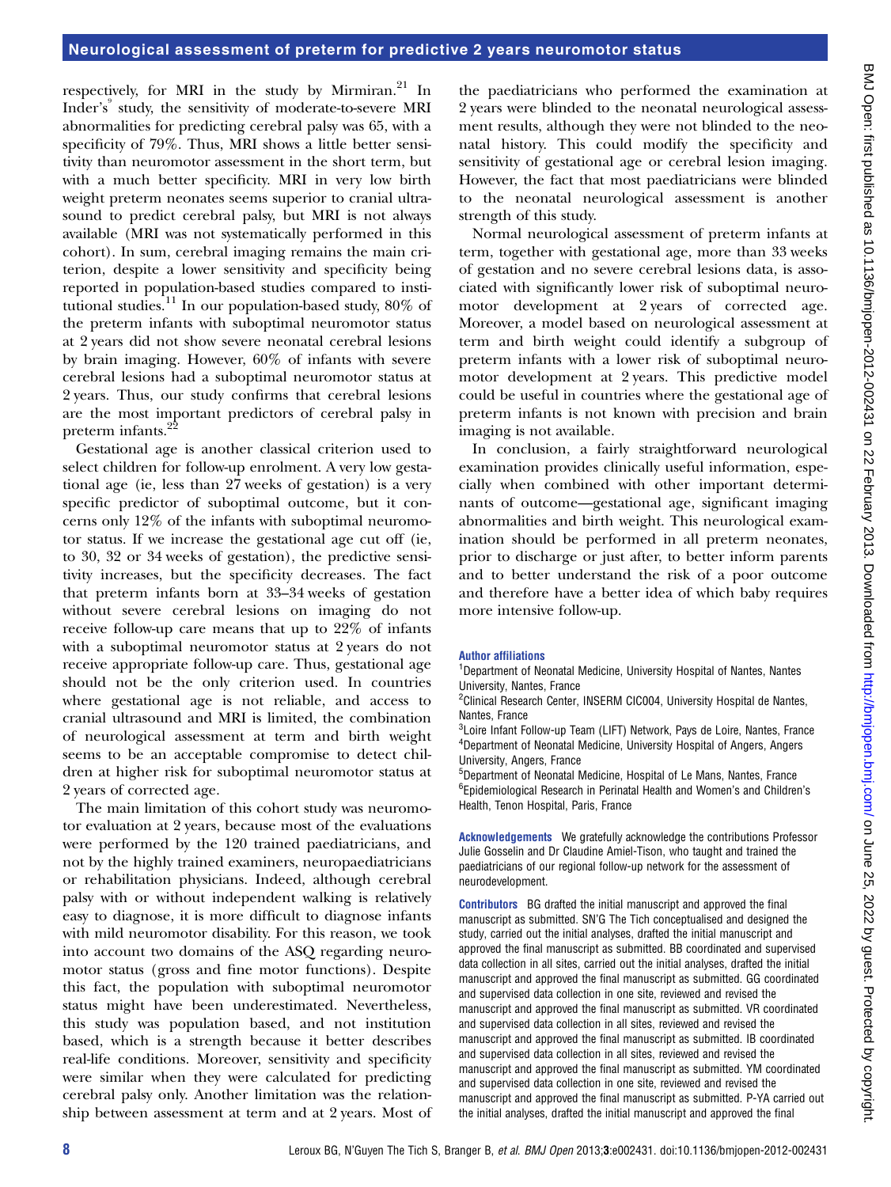respectively, for MRI in the study by Mirmiran.[21] In Inder's[9] study, the sensitivity of moderate-to-severe MRI abnormalities for predicting cerebral palsy was 65, with a specificity of 79%. Thus, MRI shows a little better sensitivity than neuromotor assessment in the short term, but with a much better specificity. MRI in very low birth weight preterm neonates seems superior to cranial ultrasound to predict cerebral palsy, but MRI is not always available (MRI was not systematically performed in this cohort). In sum, cerebral imaging remains the main criterion, despite a lower sensitivity and specificity being reported in population-based studies compared to institutional studies.[11] In our population-based study, 80% of the preterm infants with suboptimal neuromotor status at 2 years did not show severe neonatal cerebral lesions by brain imaging. However, 60% of infants with severe cerebral lesions had a suboptimal neuromotor status at 2 years. Thus, our study confirms that cerebral lesions are the most important predictors of cerebral palsy in preterm infants.[22]

Gestational age is another classical criterion used to select children for follow-up enrolment. A very low gestational age (ie, less than 27 weeks of gestation) is a very specific predictor of suboptimal outcome, but it concerns only 12% of the infants with suboptimal neuromotor status. If we increase the gestational age cut off (ie, to 30, 32 or 34 weeks of gestation), the predictive sensitivity increases, but the specificity decreases. The fact that preterm infants born at 33–34 weeks of gestation without severe cerebral lesions on imaging do not receive follow-up care means that up to 22% of infants with a suboptimal neuromotor status at 2 years do not receive appropriate follow-up care. Thus, gestational age should not be the only criterion used. In countries where gestational age is not reliable, and access to cranial ultrasound and MRI is limited, the combination of neurological assessment at term and birth weight seems to be an acceptable compromise to detect children at higher risk for suboptimal neuromotor status at 2 years of corrected age.

The main limitation of this cohort study was neuromotor evaluation at 2 years, because most of the evaluations were performed by the 120 trained paediatricians, and not by the highly trained examiners, neuropaediatricians or rehabilitation physicians. Indeed, although cerebral palsy with or without independent walking is relatively easy to diagnose, it is more difficult to diagnose infants with mild neuromotor disability. For this reason, we took into account two domains of the ASQ regarding neuromotor status (gross and fine motor functions). Despite this fact, the population with suboptimal neuromotor status might have been underestimated. Nevertheless, this study was population based, and not institution based, which is a strength because it better describes real-life conditions. Moreover, sensitivity and specificity were similar when they were calculated for predicting cerebral palsy only. Another limitation was the relationship between assessment at term and at 2 years. Most of the paediatricians who performed the examination at 2 years were blinded to the neonatal neurological assessment results, although they were not blinded to the neonatal history. This could modify the specificity and sensitivity of gestational age or cerebral lesion imaging. However, the fact that most paediatricians were blinded to the neonatal neurological assessment is another strength of this study.

Normal neurological assessment of preterm infants at term, together with gestational age, more than 33 weeks of gestation and no severe cerebral lesions data, is associated with significantly lower risk of suboptimal neuromotor development at 2 years of corrected age. Moreover, a model based on neurological assessment at term and birth weight could identify a subgroup of preterm infants with a lower risk of suboptimal neuromotor development at 2 years. This predictive model could be useful in countries where the gestational age of preterm infants is not known with precision and brain imaging is not available.

In conclusion, a fairly straightforward neurological examination provides clinically useful information, especially when combined with other important determinants of outcome—gestational age, significant imaging abnormalities and birth weight. This neurological examination should be performed in all preterm neonates, prior to discharge or just after, to better inform parents and to better understand the risk of a poor outcome and therefore have a better idea of which baby requires more intensive follow-up.

**Author affiliations**

[1]Department of Neonatal Medicine, University Hospital of Nantes, Nantes University, Nantes, France
[2]Clinical Research Center, INSERM CIC004, University Hospital de Nantes, Nantes, France
[3]Loire Infant Follow-up Team (LIFT) Network, Pays de Loire, Nantes, France
[4]Department of Neonatal Medicine, University Hospital of Angers, Angers University, Angers, France
[5]Department of Neonatal Medicine, Hospital of Le Mans, Nantes, France
[6]Epidemiological Research in Perinatal Health and Women's and Children's Health, Tenon Hospital, Paris, France

**Acknowledgements** We gratefully acknowledge the contributions Professor Julie Gosselin and Dr Claudine Amiel-Tison, who taught and trained the paediatricians of our regional follow-up network for the assessment of neurodevelopment.

**Contributors** BG drafted the initial manuscript and approved the final manuscript as submitted. SN'G The Tich conceptualised and designed the study, carried out the initial analyses, drafted the initial manuscript and approved the final manuscript as submitted. BB coordinated and supervised data collection in all sites, carried out the initial analyses, drafted the initial manuscript and approved the final manuscript as submitted. GG coordinated and supervised data collection in one site, reviewed and revised the manuscript and approved the final manuscript as submitted. VR coordinated and supervised data collection in all sites, reviewed and revised the manuscript and approved the final manuscript as submitted. IB coordinated and supervised data collection in all sites, reviewed and revised the manuscript and approved the final manuscript as submitted. YM coordinated and supervised data collection in one site, reviewed and revised the manuscript and approved the final manuscript as submitted. P-YA carried out the initial analyses, drafted the initial manuscript and approved the final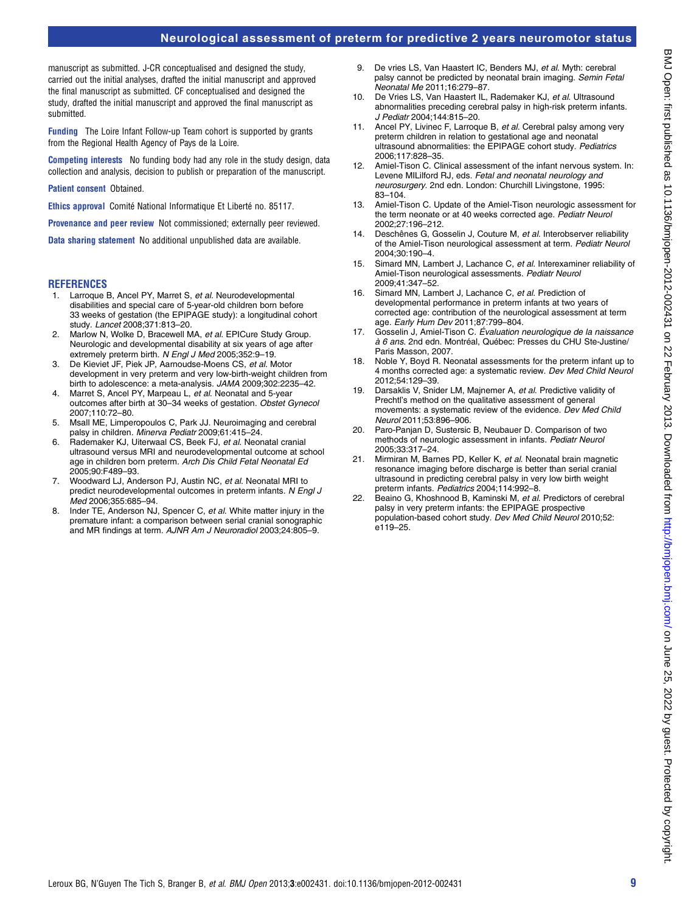manuscript as submitted. J-CR conceptualised and designed the study, carried out the initial analyses, drafted the initial manuscript and approved the final manuscript as submitted. CF conceptualised and designed the study, drafted the initial manuscript and approved the final manuscript as submitted.

**Funding** The Loire Infant Follow-up Team cohort is supported by grants from the Regional Health Agency of Pays de la Loire.

**Competing interests** No funding body had any role in the study design, data collection and analysis, decision to publish or preparation of the manuscript.

**Patient consent** Obtained.

**Ethics approval** Comité National Informatique Et Liberté no. 85117.

**Provenance and peer review** Not commissioned; externally peer reviewed.

**Data sharing statement** No additional unpublished data are available.

## REFERENCES

1. Larroque B, Ancel PY, Marret S, *et al.* Neurodevelopmental disabilities and special care of 5-year-old children born before 33 weeks of gestation (the EPIPAGE study): a longitudinal cohort study. *Lancet* 2008;371:813–20.
2. Marlow N, Wolke D, Bracewell MA, *et al.* EPICure Study Group. Neurologic and developmental disability at six years of age after extremely preterm birth. *N Engl J Med* 2005;352:9–19.
3. De Kieviet JF, Piek JP, Aarnoudse-Moens CS, *et al.* Motor development in very preterm and very low-birth-weight children from birth to adolescence: a meta-analysis. *JAMA* 2009;302:2235–42.
4. Marret S, Ancel PY, Marpeau L, *et al.* Neonatal and 5-year outcomes after birth at 30–34 weeks of gestation. *Obstet Gynecol* 2007;110:72–80.
5. Msall ME, Limperopoulos C, Park JJ. Neuroimaging and cerebral palsy in children. *Minerva Pediatr* 2009;61:415–24.
6. Rademaker KJ, Uiterwaal CS, Beek FJ, *et al.* Neonatal cranial ultrasound versus MRI and neurodevelopmental outcome at school age in children born preterm. *Arch Dis Child Fetal Neonatal Ed* 2005;90:F489–93.
7. Woodward LJ, Anderson PJ, Austin NC, *et al.* Neonatal MRI to predict neurodevelopmental outcomes in preterm infants. *N Engl J Med* 2006;355:685–94.
8. Inder TE, Anderson NJ, Spencer C, *et al.* White matter injury in the premature infant: a comparison between serial cranial sonographic and MR findings at term. *AJNR Am J Neuroradiol* 2003;24:805–9.
9. De vries LS, Van Haastert IC, Benders MJ, *et al.* Myth: cerebral palsy cannot be predicted by neonatal brain imaging. *Semin Fetal Neonatal Me* 2011;16:279–87.
10. De Vries LS, Van Haastert IL, Rademaker KJ, *et al.* Ultrasound abnormalities preceding cerebral palsy in high-risk preterm infants. *J Pediatr* 2004;144:815–20.
11. Ancel PY, Livinec F, Larroque B, *et al.* Cerebral palsy among very preterm children in relation to gestational age and neonatal ultrasound abnormalities: the EPIPAGE cohort study. *Pediatrics* 2006;117:828–35.
12. Amiel-Tison C. Clinical assessment of the infant nervous system. In: Levene MILilford RJ, eds. *Fetal and neonatal neurology and neurosurgery*. 2nd edn. London: Churchill Livingstone, 1995: 83–104.
13. Amiel-Tison C. Update of the Amiel-Tison neurologic assessment for the term neonate or at 40 weeks corrected age. *Pediatr Neurol* 2002;27:196–212.
14. Deschênes G, Gosselin J, Couture M, *et al.* Interobserver reliability of the Amiel-Tison neurological assessment at term. *Pediatr Neurol* 2004;30:190–4.
15. Simard MN, Lambert J, Lachance C, *et al.* Interexaminer reliability of Amiel-Tison neurological assessments. *Pediatr Neurol* 2009;41:347–52.
16. Simard MN, Lambert J, Lachance C, *et al.* Prediction of developmental performance in preterm infants at two years of corrected age: contribution of the neurological assessment at term age. *Early Hum Dev* 2011;87:799–804.
17. Gosselin J, Amiel-Tison C. *Évaluation neurologique de la naissance à 6 ans*. 2nd edn. Montréal, Québec: Presses du CHU Ste-Justine/ Paris Masson, 2007.
18. Noble Y, Boyd R. Neonatal assessments for the preterm infant up to 4 months corrected age: a systematic review. *Dev Med Child Neurol* 2012;54:129–39.
19. Darsaklis V, Snider LM, Majnemer A, *et al.* Predictive validity of Prechtl's method on the qualitative assessment of general movements: a systematic review of the evidence. *Dev Med Child Neurol* 2011;53:896–906.
20. Paro-Panjan D, Sustersic B, Neubauer D. Comparison of two methods of neurologic assessment in infants. *Pediatr Neurol* 2005;33:317–24.
21. Mirmiran M, Barnes PD, Keller K, *et al.* Neonatal brain magnetic resonance imaging before discharge is better than serial cranial ultrasound in predicting cerebral palsy in very low birth weight preterm infants. *Pediatrics* 2004;114:992–8.
22. Beaino G, Khoshnood B, Kaminski M, *et al.* Predictors of cerebral palsy in very preterm infants: the EPIPAGE prospective population-based cohort study. *Dev Med Child Neurol* 2010;52: e119–25.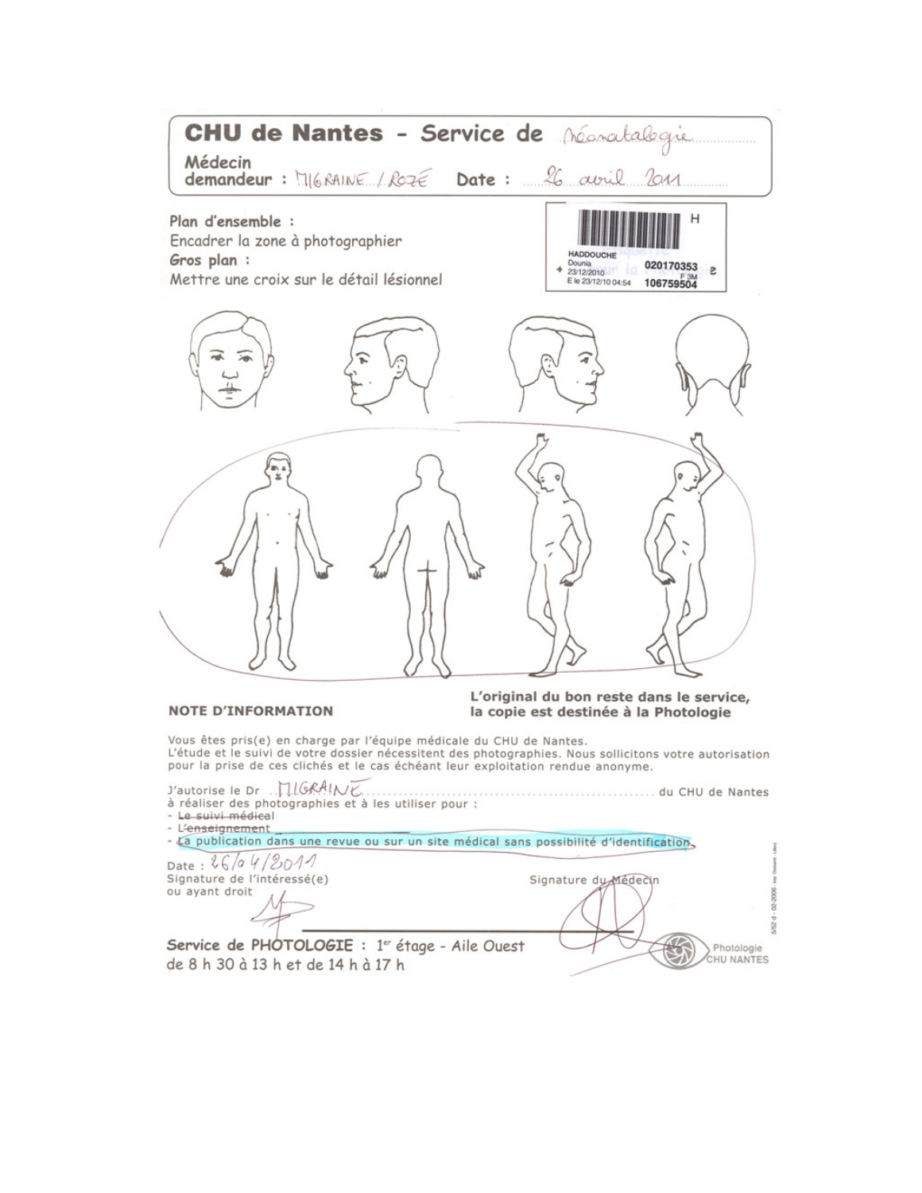# CHU de Nantes - Service de Néonatalogie

**Médecin demandeur :** MIGRAINE / ROZÉ **Date :** 26 avril 2011

**Plan d'ensemble :**
Encadrer la zone à photographier
**Gros plan :**
Mettre une croix sur le détail lésionnel

H
HADDOUCHE
Dounia
+ 23/12/2010
E le 23/12/10 04:54
020170353
F 3M
106759504

**L'original du bon reste dans le service, la copie est destinée à la Photologie**

**NOTE D'INFORMATION**

Vous êtes pris(e) en charge par l'équipe médicale du CHU de Nantes.
L'étude et le suivi de votre dossier nécessitent des photographies. Nous sollicitons votre autorisation pour la prise de ces clichés et le cas échéant leur exploitation rendue anonyme.

J'autorise le Dr MIGRAINE .................................................. du CHU de Nantes
à réaliser des photographies et à les utiliser pour :

- ~~Le suivi médical~~
- ~~L'enseignement~~
- La publication dans une revue ou sur un site médical sans possibilité d'identification

Date : 26/04/2011
Signature de l'intéressé(e) ou ayant droit

Signature du Médecin

**Service de PHOTOLOGIE :** 1er étage - Aile Ouest
de 8 h 30 à 13 h et de 14 h à 17 h

Photologie CHU NANTES